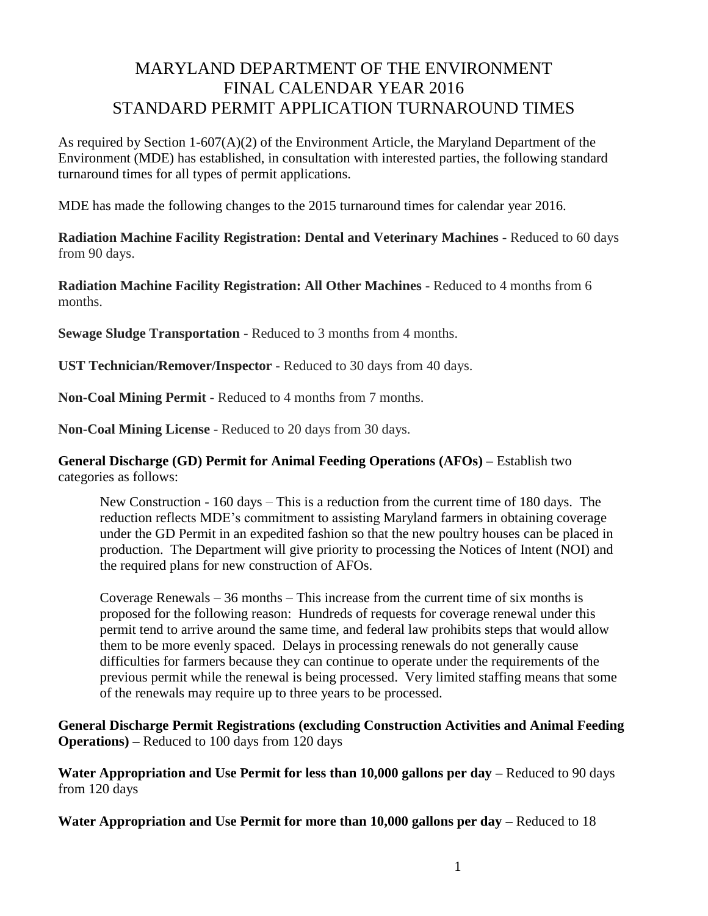# MARYLAND DEPARTMENT OF THE ENVIRONMENT
# FINAL CALENDAR YEAR 2016
# STANDARD PERMIT APPLICATION TURNAROUND TIMES

As required by Section 1-607(A)(2) of the Environment Article, the Maryland Department of the Environment (MDE) has established, in consultation with interested parties, the following standard turnaround times for all types of permit applications.

MDE has made the following changes to the 2015 turnaround times for calendar year 2016.

**Radiation Machine Facility Registration: Dental and Veterinary Machines** - Reduced to 60 days from 90 days.

**Radiation Machine Facility Registration: All Other Machines** - Reduced to 4 months from 6 months.

**Sewage Sludge Transportation** - Reduced to 3 months from 4 months.

**UST Technician/Remover/Inspector** - Reduced to 30 days from 40 days.

**Non-Coal Mining Permit** - Reduced to 4 months from 7 months.

**Non-Coal Mining License** - Reduced to 20 days from 30 days.

**General Discharge (GD) Permit for Animal Feeding Operations (AFOs) –** Establish two categories as follows:

> New Construction - 160 days – This is a reduction from the current time of 180 days. The reduction reflects MDE's commitment to assisting Maryland farmers in obtaining coverage under the GD Permit in an expedited fashion so that the new poultry houses can be placed in production. The Department will give priority to processing the Notices of Intent (NOI) and the required plans for new construction of AFOs.
>
> Coverage Renewals – 36 months – This increase from the current time of six months is proposed for the following reason: Hundreds of requests for coverage renewal under this permit tend to arrive around the same time, and federal law prohibits steps that would allow them to be more evenly spaced. Delays in processing renewals do not generally cause difficulties for farmers because they can continue to operate under the requirements of the previous permit while the renewal is being processed. Very limited staffing means that some of the renewals may require up to three years to be processed.

**General Discharge Permit Registrations (excluding Construction Activities and Animal Feeding Operations) –** Reduced to 100 days from 120 days

**Water Appropriation and Use Permit for less than 10,000 gallons per day –** Reduced to 90 days from 120 days

**Water Appropriation and Use Permit for more than 10,000 gallons per day –** Reduced to 18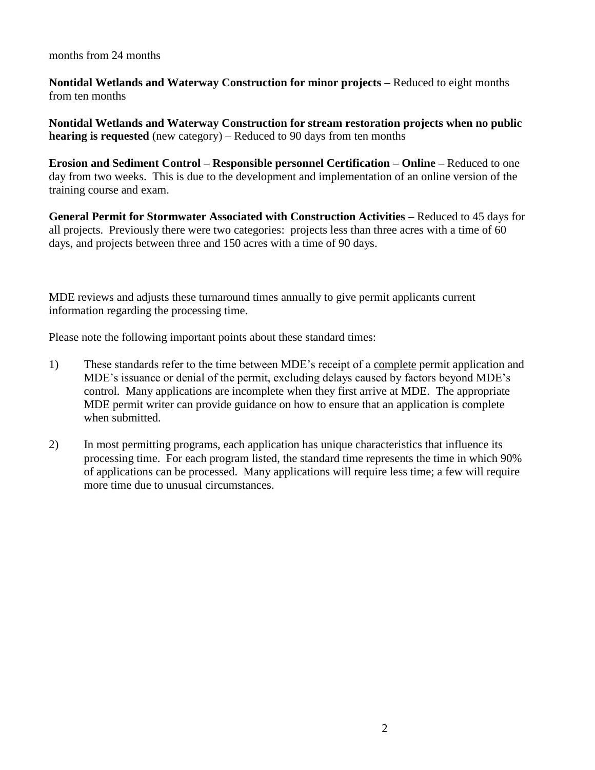months from 24 months

**Nontidal Wetlands and Waterway Construction for minor projects –** Reduced to eight months from ten months

**Nontidal Wetlands and Waterway Construction for stream restoration projects when no public hearing is requested** (new category) – Reduced to 90 days from ten months

**Erosion and Sediment Control – Responsible personnel Certification – Online –** Reduced to one day from two weeks. This is due to the development and implementation of an online version of the training course and exam.

**General Permit for Stormwater Associated with Construction Activities –** Reduced to 45 days for all projects. Previously there were two categories: projects less than three acres with a time of 60 days, and projects between three and 150 acres with a time of 90 days.

MDE reviews and adjusts these turnaround times annually to give permit applicants current information regarding the processing time.

Please note the following important points about these standard times:

1) These standards refer to the time between MDE's receipt of a complete permit application and MDE's issuance or denial of the permit, excluding delays caused by factors beyond MDE's control. Many applications are incomplete when they first arrive at MDE. The appropriate MDE permit writer can provide guidance on how to ensure that an application is complete when submitted.

2) In most permitting programs, each application has unique characteristics that influence its processing time. For each program listed, the standard time represents the time in which 90% of applications can be processed. Many applications will require less time; a few will require more time due to unusual circumstances.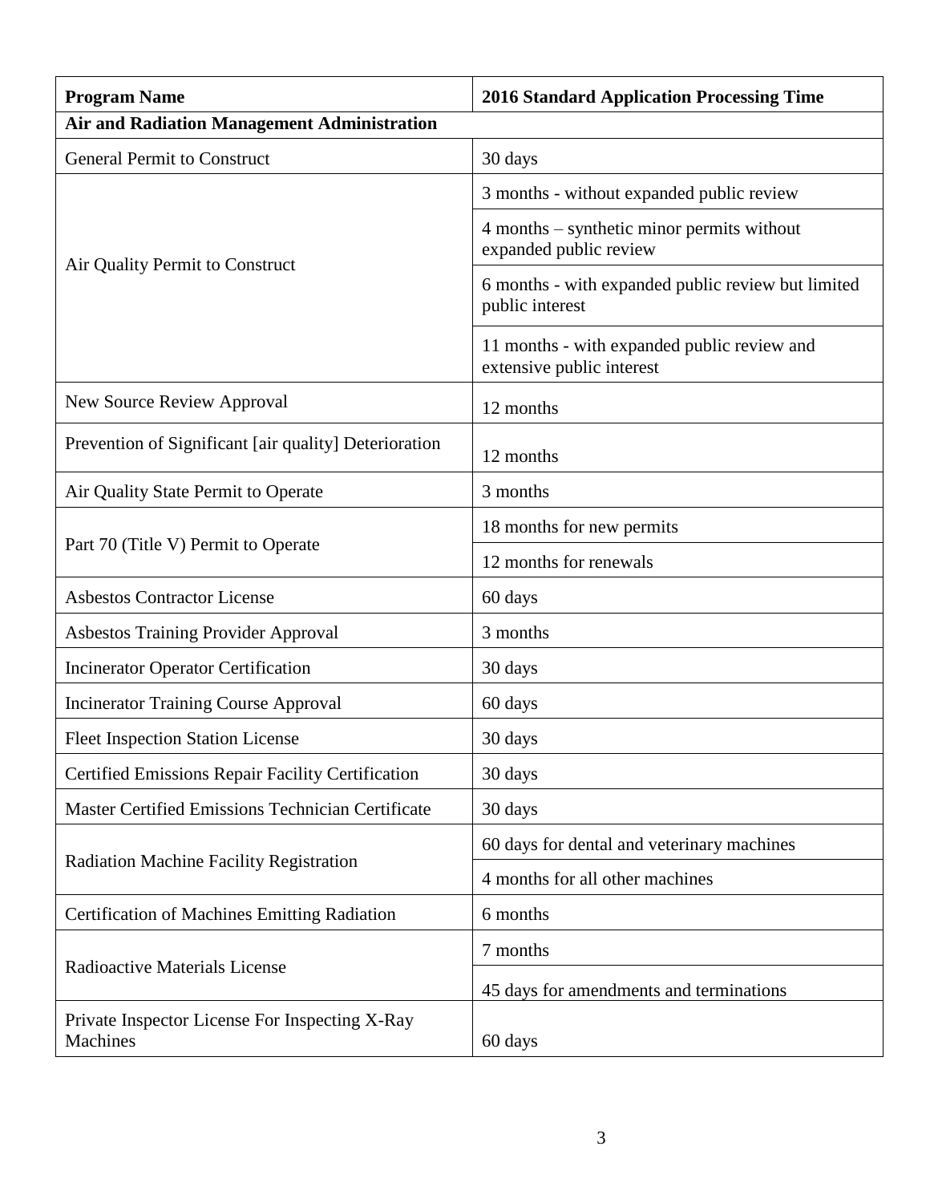| Program Name | 2016 Standard Application Processing Time |
|---|---|
| **Air and Radiation Management Administration** | |
| General Permit to Construct | 30 days |
| Air Quality Permit to Construct | 3 months - without expanded public review |
| | 4 months – synthetic minor permits without expanded public review |
| | 6 months - with expanded public review but limited public interest |
| | 11 months - with expanded public review and extensive public interest |
| New Source Review Approval | 12 months |
| Prevention of Significant [air quality] Deterioration | 12 months |
| Air Quality State Permit to Operate | 3 months |
| Part 70 (Title V) Permit to Operate | 18 months for new permits |
| | 12 months for renewals |
| Asbestos Contractor License | 60 days |
| Asbestos Training Provider Approval | 3 months |
| Incinerator Operator Certification | 30 days |
| Incinerator Training Course Approval | 60 days |
| Fleet Inspection Station License | 30 days |
| Certified Emissions Repair Facility Certification | 30 days |
| Master Certified Emissions Technician Certificate | 30 days |
| Radiation Machine Facility Registration | 60 days for dental and veterinary machines |
| | 4 months for all other machines |
| Certification of Machines Emitting Radiation | 6 months |
| Radioactive Materials License | 7 months |
| | 45 days for amendments and terminations |
| Private Inspector License For Inspecting X-Ray Machines | 60 days |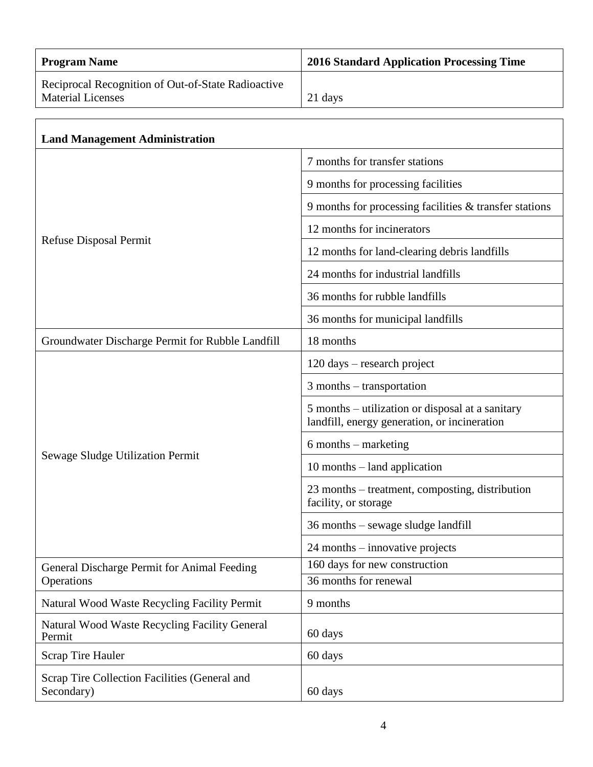| Program Name | 2016 Standard Application Processing Time |
|---|---|
| Reciprocal Recognition of Out-of-State Radioactive Material Licenses | 21 days |

| **Land Management Administration** | |
|---|---|
| Refuse Disposal Permit | 7 months for transfer stations |
| | 9 months for processing facilities |
| | 9 months for processing facilities & transfer stations |
| | 12 months for incinerators |
| | 12 months for land-clearing debris landfills |
| | 24 months for industrial landfills |
| | 36 months for rubble landfills |
| | 36 months for municipal landfills |
| Groundwater Discharge Permit for Rubble Landfill | 18 months |
| Sewage Sludge Utilization Permit | 120 days – research project |
| | 3 months – transportation |
| | 5 months – utilization or disposal at a sanitary landfill, energy generation, or incineration |
| | 6 months – marketing |
| | 10 months – land application |
| | 23 months – treatment, composting, distribution facility, or storage |
| | 36 months – sewage sludge landfill |
| | 24 months – innovative projects |
| General Discharge Permit for Animal Feeding Operations | 160 days for new construction |
| | 36 months for renewal |
| Natural Wood Waste Recycling Facility Permit | 9 months |
| Natural Wood Waste Recycling Facility General Permit | 60 days |
| Scrap Tire Hauler | 60 days |
| Scrap Tire Collection Facilities (General and Secondary) | 60 days |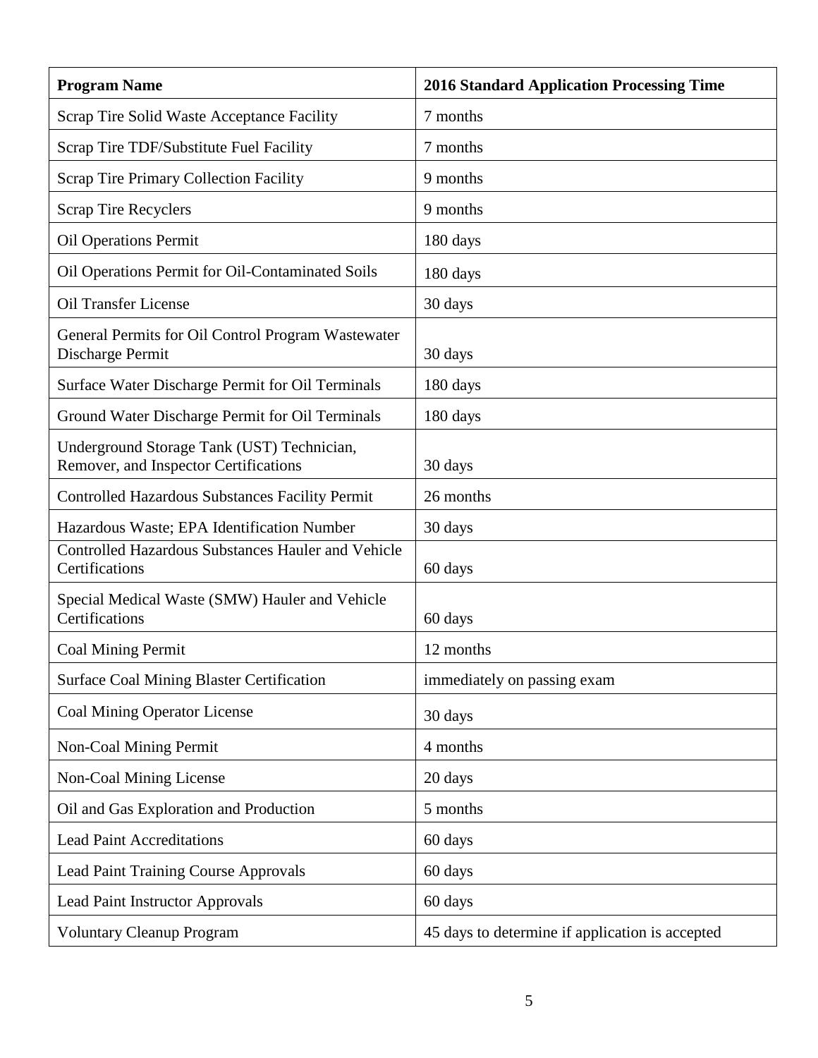| Program Name | 2016 Standard Application Processing Time |
| --- | --- |
| Scrap Tire Solid Waste Acceptance Facility | 7 months |
| Scrap Tire TDF/Substitute Fuel Facility | 7 months |
| Scrap Tire Primary Collection Facility | 9 months |
| Scrap Tire Recyclers | 9 months |
| Oil Operations Permit | 180 days |
| Oil Operations Permit for Oil-Contaminated Soils | 180 days |
| Oil Transfer License | 30 days |
| General Permits for Oil Control Program Wastewater Discharge Permit | 30 days |
| Surface Water Discharge Permit for Oil Terminals | 180 days |
| Ground Water Discharge Permit for Oil Terminals | 180 days |
| Underground Storage Tank (UST) Technician, Remover, and Inspector Certifications | 30 days |
| Controlled Hazardous Substances Facility Permit | 26 months |
| Hazardous Waste; EPA Identification Number | 30 days |
| Controlled Hazardous Substances Hauler and Vehicle Certifications | 60 days |
| Special Medical Waste (SMW) Hauler and Vehicle Certifications | 60 days |
| Coal Mining Permit | 12 months |
| Surface Coal Mining Blaster Certification | immediately on passing exam |
| Coal Mining Operator License | 30 days |
| Non-Coal Mining Permit | 4 months |
| Non-Coal Mining License | 20 days |
| Oil and Gas Exploration and Production | 5 months |
| Lead Paint Accreditations | 60 days |
| Lead Paint Training Course Approvals | 60 days |
| Lead Paint Instructor Approvals | 60 days |
| Voluntary Cleanup Program | 45 days to determine if application is accepted |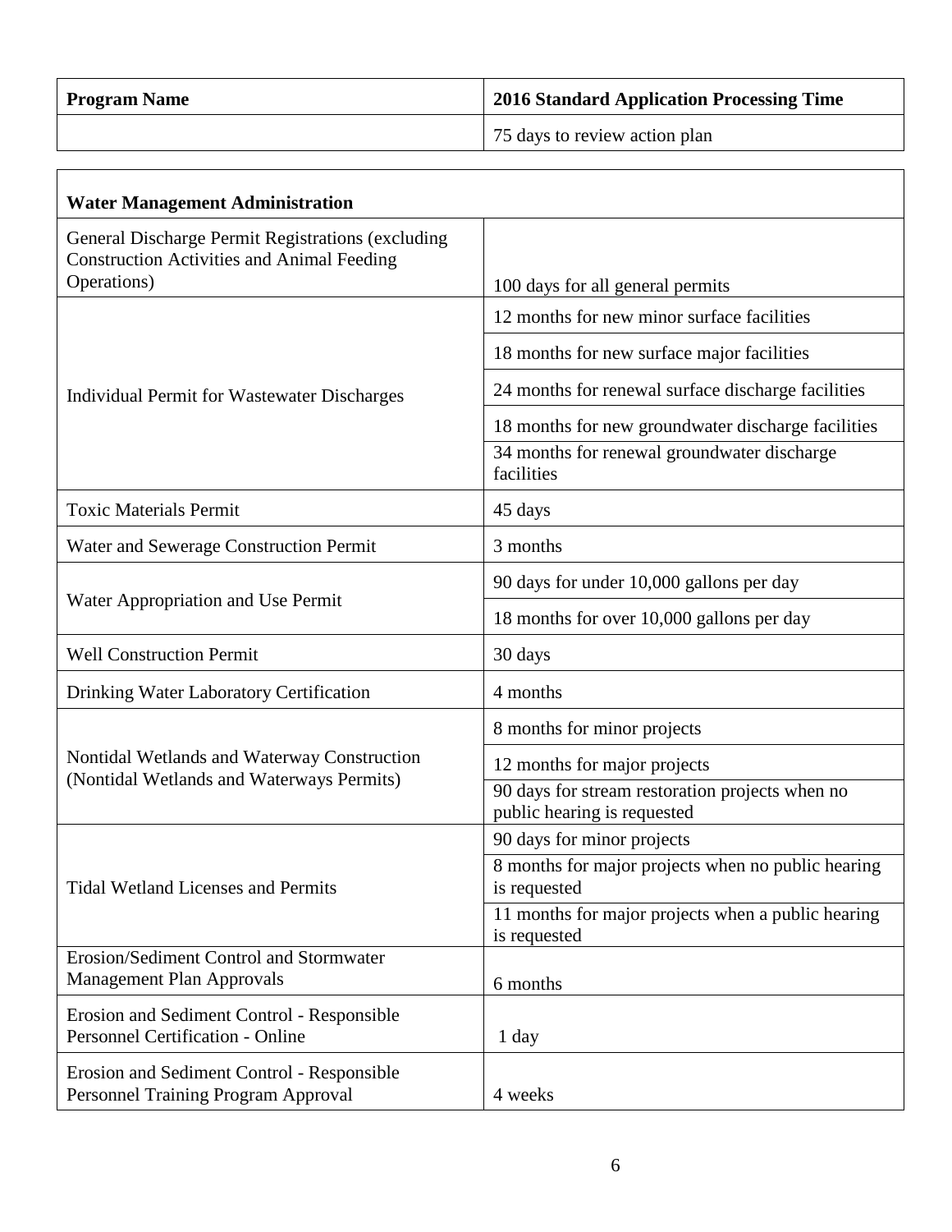| Program Name | 2016 Standard Application Processing Time |
| --- | --- |
| | 75 days to review action plan |

| Water Management Administration | |
| --- | --- |
| General Discharge Permit Registrations (excluding Construction Activities and Animal Feeding Operations) | 100 days for all general permits |
| Individual Permit for Wastewater Discharges | 12 months for new minor surface facilities |
| | 18 months for new surface major facilities |
| | 24 months for renewal surface discharge facilities |
| | 18 months for new groundwater discharge facilities |
| | 34 months for renewal groundwater discharge facilities |
| Toxic Materials Permit | 45 days |
| Water and Sewerage Construction Permit | 3 months |
| Water Appropriation and Use Permit | 90 days for under 10,000 gallons per day |
| | 18 months for over 10,000 gallons per day |
| Well Construction Permit | 30 days |
| Drinking Water Laboratory Certification | 4 months |
| Nontidal Wetlands and Waterway Construction (Nontidal Wetlands and Waterways Permits) | 8 months for minor projects |
| | 12 months for major projects |
| | 90 days for stream restoration projects when no public hearing is requested |
| Tidal Wetland Licenses and Permits | 90 days for minor projects |
| | 8 months for major projects when no public hearing is requested |
| | 11 months for major projects when a public hearing is requested |
| Erosion/Sediment Control and Stormwater Management Plan Approvals | 6 months |
| Erosion and Sediment Control - Responsible Personnel Certification - Online | 1 day |
| Erosion and Sediment Control - Responsible Personnel Training Program Approval | 4 weeks |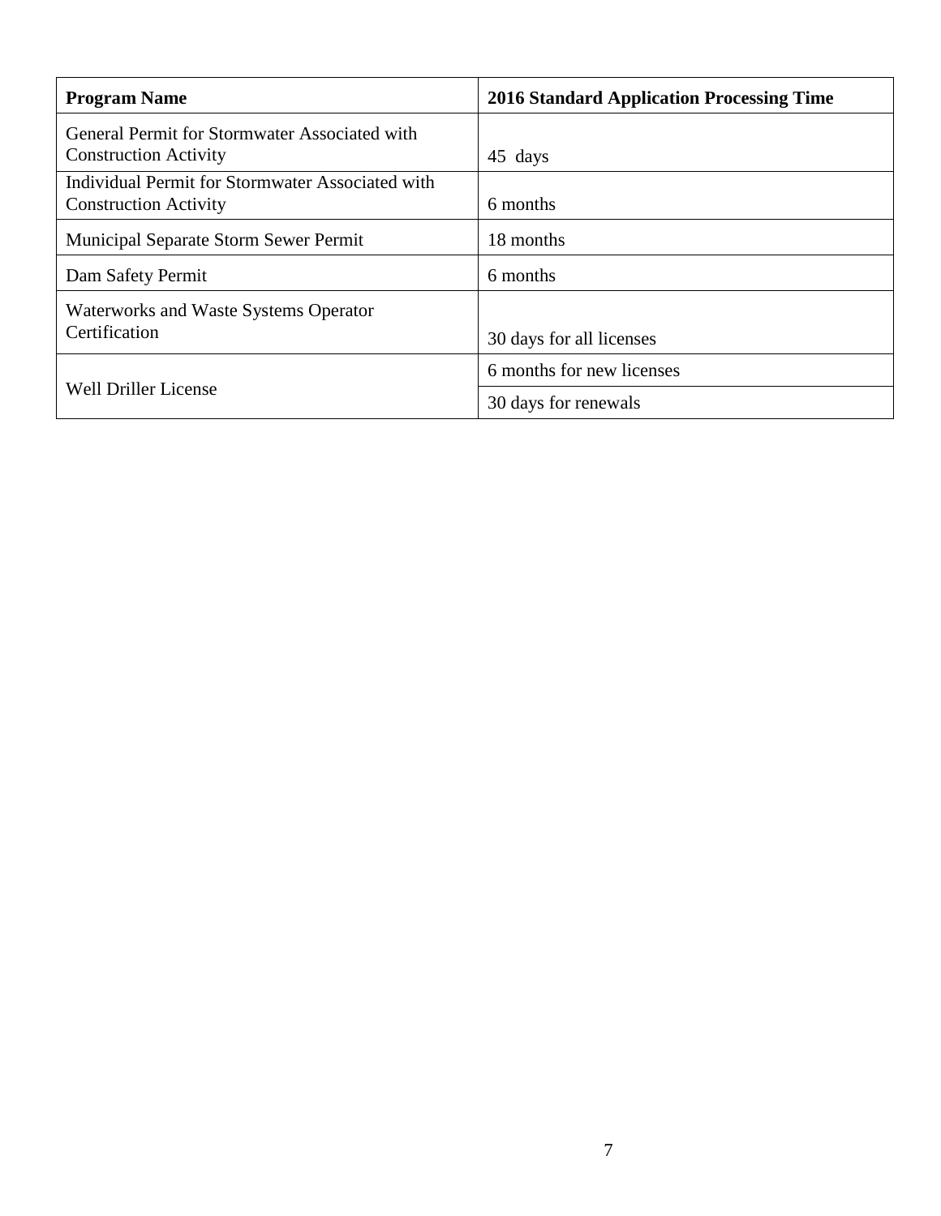| Program Name | 2016 Standard Application Processing Time |
| --- | --- |
| General Permit for Stormwater Associated with Construction Activity | 45 days |
| Individual Permit for Stormwater Associated with Construction Activity | 6 months |
| Municipal Separate Storm Sewer Permit | 18 months |
| Dam Safety Permit | 6 months |
| Waterworks and Waste Systems Operator Certification | 30 days for all licenses |
| Well Driller License | 6 months for new licenses |
| | 30 days for renewals |